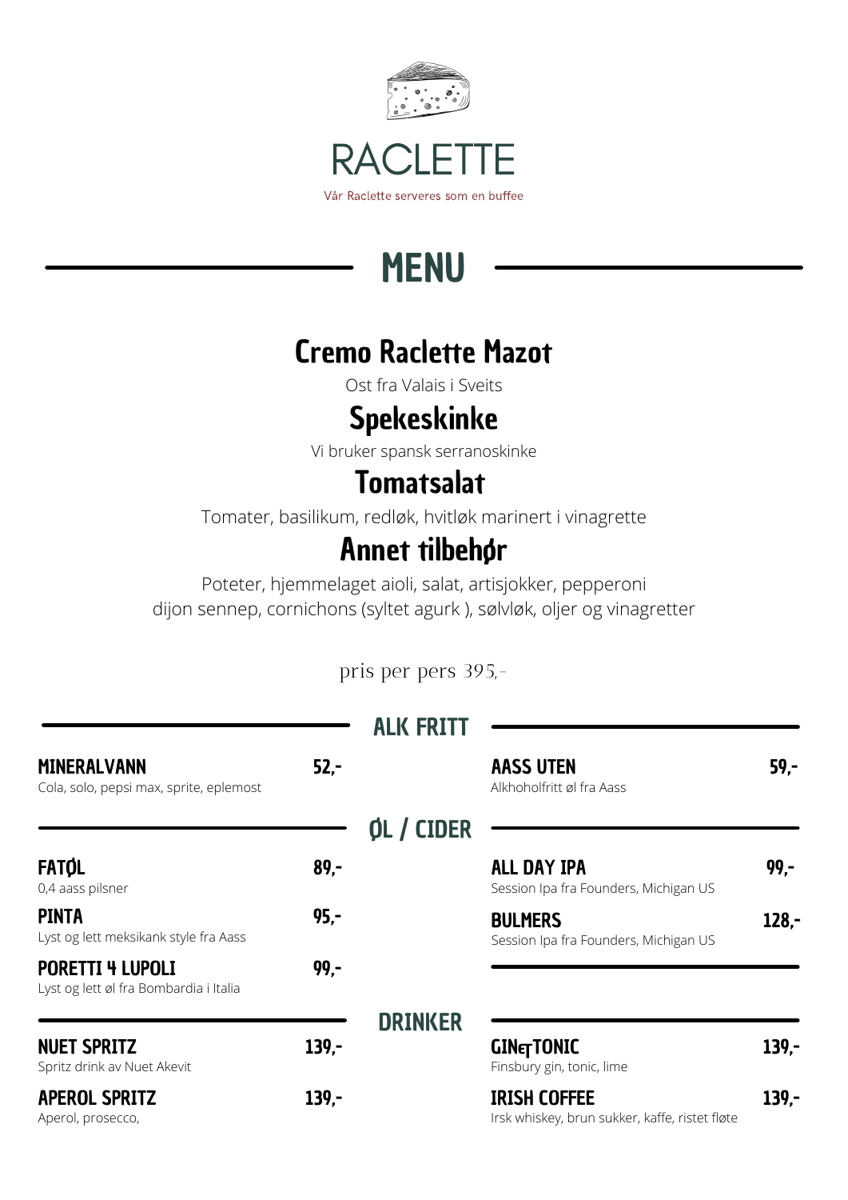# RACLETTE

Vår Raclette serveres som en buffee

## MENU

### Cremo Raclette Mazot

Ost fra Valais i Sveits

### Spekeskinke

Vi bruker spansk serranoskinke

### Tomatsalat

Tomater, basilikum, redløk, hvitløk marinert i vinagrette

### Annet tilbehør

Poteter, hjemmelaget aioli, salat, artisjokker, pepperoni
dijon sennep, cornichons (syltet agurk ), sølvløk, oljer og vinagretter

pris per pers 395,-

## ALK FRITT

**MINERALVANN** 52,-
Cola, solo, pepsi max, sprite, eplemost

**AASS UTEN** 59,-
Alkhoholfritt øl fra Aass

## ØL / CIDER

**FATØL** 89,-
0,4 aass pilsner

**PINTA** 95,-
Lyst og lett meksikank style fra Aass

**PORETTI 4 LUPOLI** 99,-
Lyst og lett øl fra Bombardia i Italia

**ALL DAY IPA** 99,-
Session Ipa fra Founders, Michigan US

**BULMERS** 128,-
Session Ipa fra Founders, Michigan US

## DRINKER

**NUET SPRITZ** 139,-
Spritz drink av Nuet Akevit

**APEROL SPRITZ** 139,-
Aperol, prosecco,

**GIN&TONIC** 139,-
Finsbury gin, tonic, lime

**IRISH COFFEE** 139,-
Irsk whiskey, brun sukker, kaffe, ristet fløte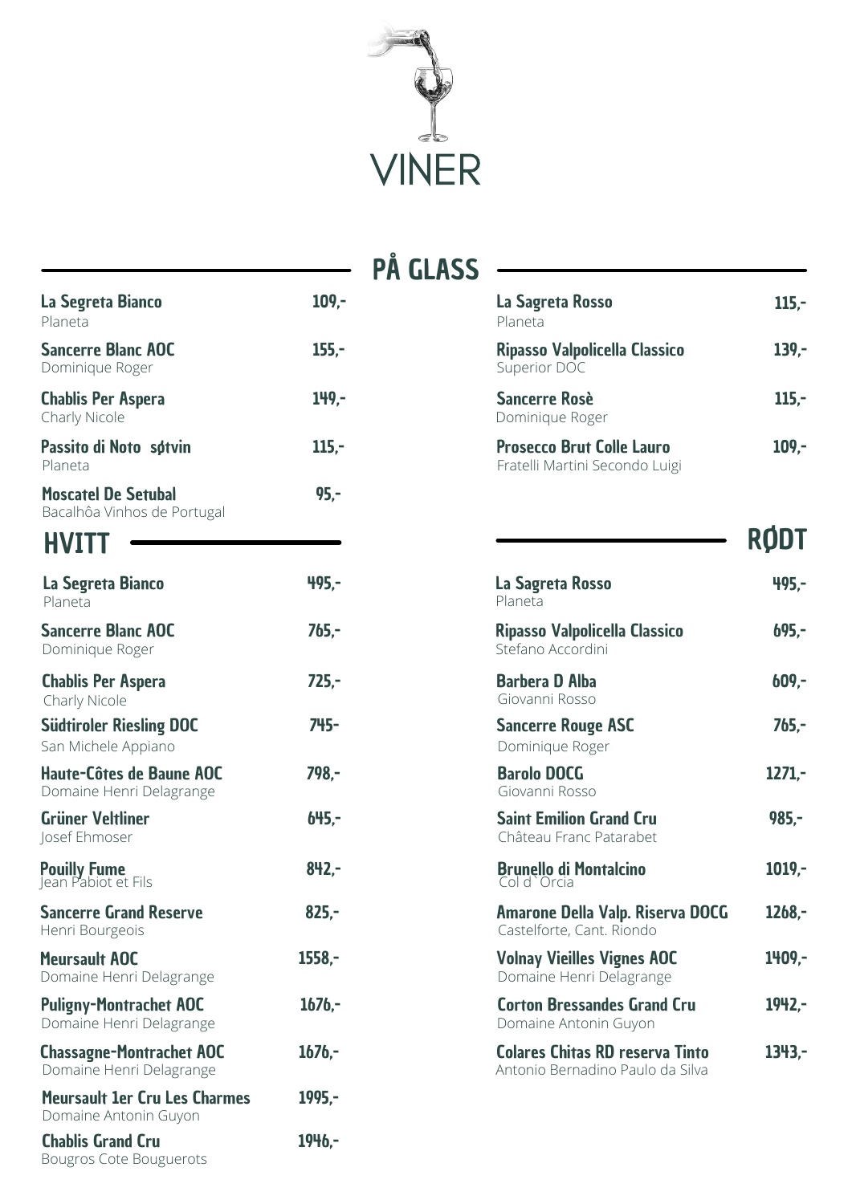# VINER

## PÅ GLASS

**La Segreta Bianco** 109,-
Planeta

**Sancerre Blanc AOC** 155,-
Dominique Roger

**Chablis Per Aspera** 149,-
Charly Nicole

**Passito di Noto søtvin** 115,-
Planeta

**Moscatel De Setubal** 95,-
Bacalhôa Vinhos de Portugal

**La Sagreta Rosso** 115,-
Planeta

**Ripasso Valpolicella Classico** 139,-
Superior DOC

**Sancerre Rosè** 115,-
Dominique Roger

**Prosecco Brut Colle Lauro** 109,-
Fratelli Martini Secondo Luigi

## HVITT

**La Segreta Bianco** 495,-
Planeta

**Sancerre Blanc AOC** 765,-
Dominique Roger

**Chablis Per Aspera** 725,-
Charly Nicole

**Südtiroler Riesling DOC** 745-
San Michele Appiano

**Haute-Côtes de Baune AOC** 798,-
Domaine Henri Delagrange

**Grüner Veltliner** 645,-
Josef Ehmoser

**Pouilly Fume** 842,-
Jean Pabiot et Fils

**Sancerre Grand Reserve** 825,-
Henri Bourgeois

**Meursault AOC** 1558,-
Domaine Henri Delagrange

**Puligny-Montrachet AOC** 1676,-
Domaine Henri Delagrange

**Chassagne-Montrachet AOC** 1676,-
Domaine Henri Delagrange

**Meursault 1er Cru Les Charmes** 1995,-
Domaine Antonin Guyon

**Chablis Grand Cru** 1946,-
Bougros Cote Bouguerots

## RØDT

**La Sagreta Rosso** 495,-
Planeta

**Ripasso Valpolicella Classico** 695,-
Stefano Accordini

**Barbera D Alba** 609,-
Giovanni Rosso

**Sancerre Rouge ASC** 765,-
Dominique Roger

**Barolo DOCG** 1271,-
Giovanni Rosso

**Saint Emilion Grand Cru** 985,-
Château Franc Patarabet

**Brunello di Montalcino** 1019,-
Col d`Orcia

**Amarone Della Valp. Riserva DOCG** 1268,-
Castelforte, Cant. Riondo

**Volnay Vieilles Vignes AOC** 1409,-
Domaine Henri Delagrange

**Corton Bressandes Grand Cru** 1942,-
Domaine Antonin Guyon

**Colares Chitas RD reserva Tinto** 1343,-
Antonio Bernadino Paulo da Silva